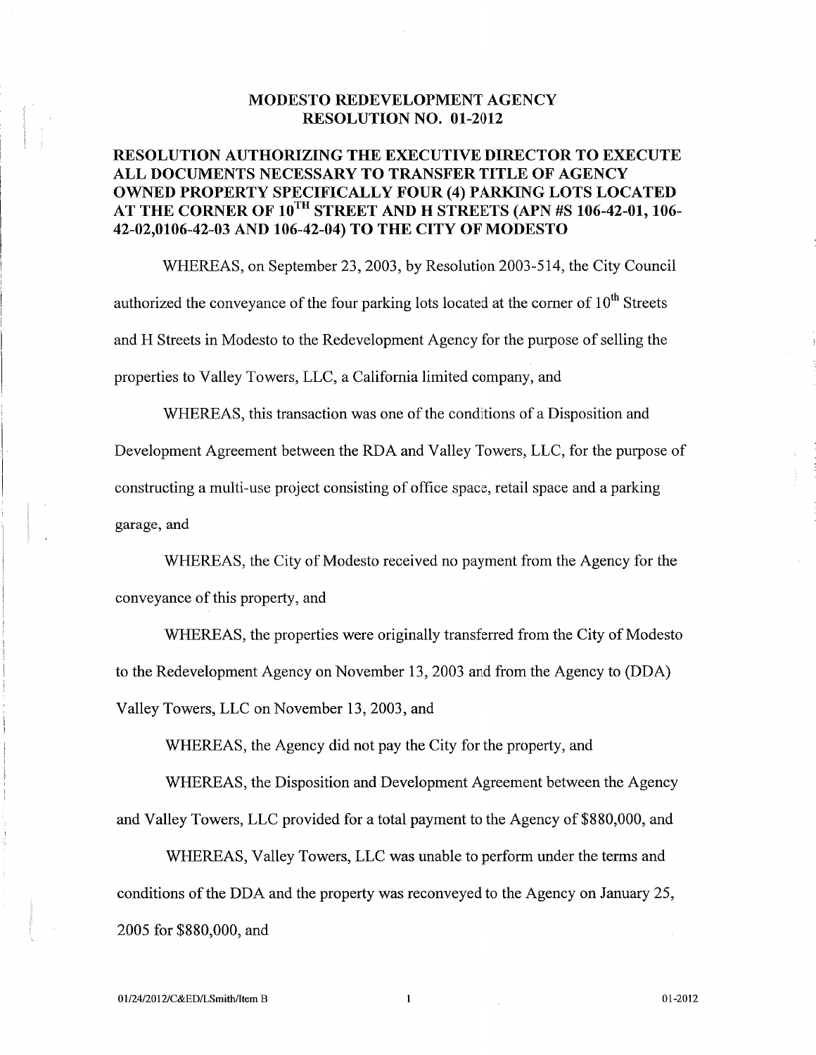# MODESTO REDEVELOPMENT AGENCY
# RESOLUTION NO. 01-2012

## RESOLUTION AUTHORIZING THE EXECUTIVE DIRECTOR TO EXECUTE ALL DOCUMENTS NECESSARY TO TRANSFER TITLE OF AGENCY OWNED PROPERTY SPECIFICALLY FOUR (4) PARKING LOTS LOCATED AT THE CORNER OF 10TH STREET AND H STREETS (APN #S 106-42-01, 106-42-02,0106-42-03 AND 106-42-04) TO THE CITY OF MODESTO

WHEREAS, on September 23, 2003, by Resolution 2003-514, the City Council authorized the conveyance of the four parking lots located at the corner of 10th Streets and H Streets in Modesto to the Redevelopment Agency for the purpose of selling the properties to Valley Towers, LLC, a California limited company, and

WHEREAS, this transaction was one of the conditions of a Disposition and Development Agreement between the RDA and Valley Towers, LLC, for the purpose of constructing a multi-use project consisting of office space, retail space and a parking garage, and

WHEREAS, the City of Modesto received no payment from the Agency for the conveyance of this property, and

WHEREAS, the properties were originally transferred from the City of Modesto to the Redevelopment Agency on November 13, 2003 and from the Agency to (DDA) Valley Towers, LLC on November 13, 2003, and

WHEREAS, the Agency did not pay the City for the property, and

WHEREAS, the Disposition and Development Agreement between the Agency and Valley Towers, LLC provided for a total payment to the Agency of $880,000, and

WHEREAS, Valley Towers, LLC was unable to perform under the terms and conditions of the DDA and the property was reconveyed to the Agency on January 25, 2005 for $880,000, and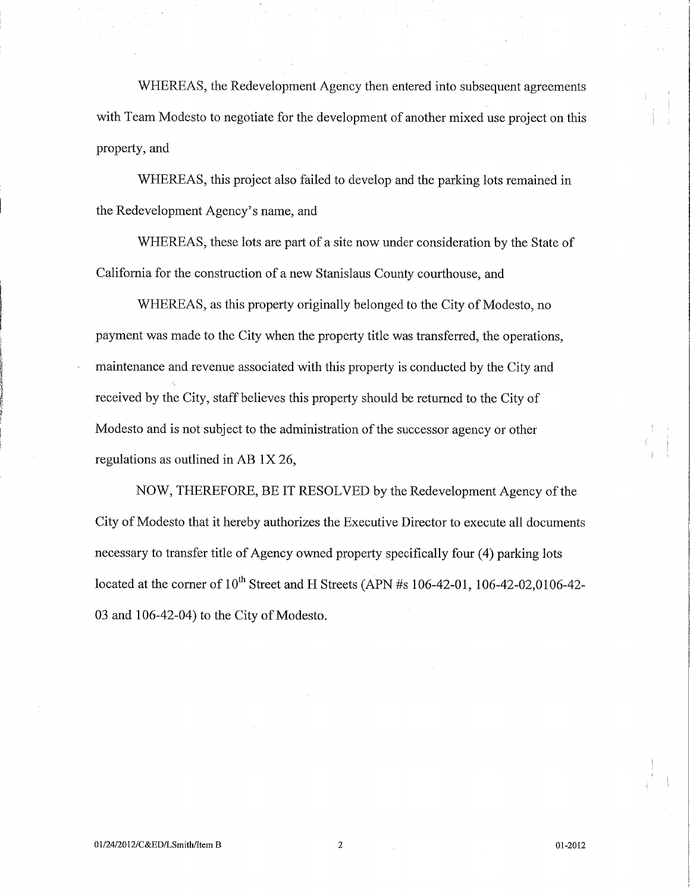WHEREAS, the Redevelopment Agency then entered into subsequent agreements with Team Modesto to negotiate for the development of another mixed use project on this property, and

WHEREAS, this project also failed to develop and the parking lots remained in the Redevelopment Agency's name, and

WHEREAS, these lots are part of a site now under consideration by the State of California for the construction of a new Stanislaus County courthouse, and

WHEREAS, as this property originally belonged to the City of Modesto, no payment was made to the City when the property title was transferred, the operations, maintenance and revenue associated with this property is conducted by the City and received by the City, staff believes this property should be returned to the City of Modesto and is not subject to the administration of the successor agency or other regulations as outlined in AB 1X 26,

NOW, THEREFORE, BE IT RESOLVED by the Redevelopment Agency of the City of Modesto that it hereby authorizes the Executive Director to execute all documents necessary to transfer title of Agency owned property specifically four (4) parking lots located at the corner of 10th Street and H Streets (APN #s 106-42-01, 106-42-02,0106-42-03 and 106-42-04) to the City of Modesto.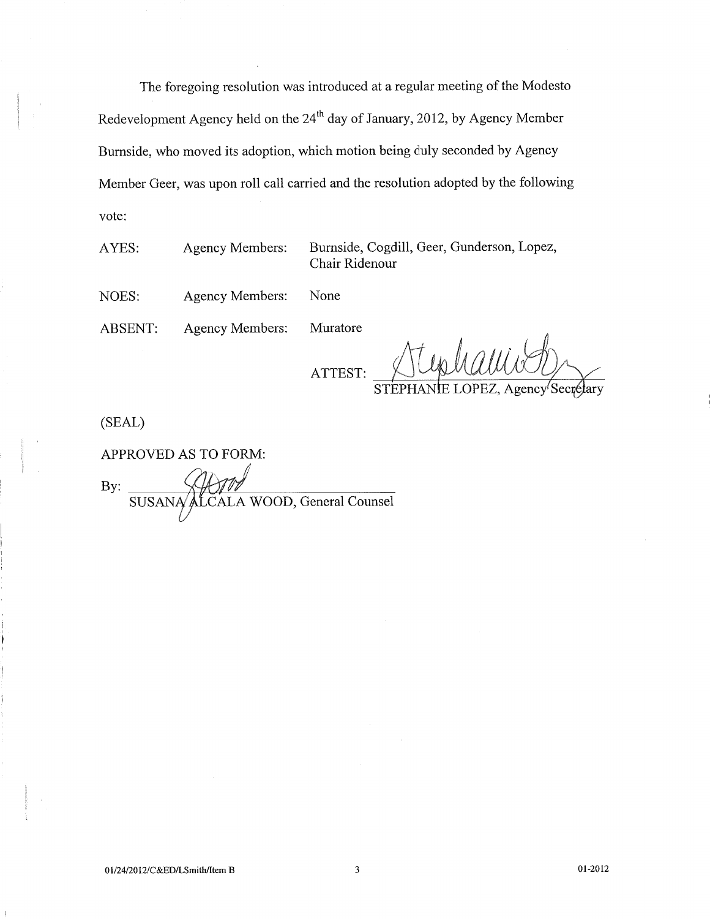The foregoing resolution was introduced at a regular meeting of the Modesto Redevelopment Agency held on the 24th day of January, 2012, by Agency Member Burnside, who moved its adoption, which motion being duly seconded by Agency Member Geer, was upon roll call carried and the resolution adopted by the following vote:

| | | |
|---|---|---|
| AYES: | Agency Members: | Burnside, Cogdill, Geer, Gunderson, Lopez, Chair Ridenour |
| NOES: | Agency Members: | None |
| ABSENT: | Agency Members: | Muratore |

ATTEST: ______________________
STEPHANIE LOPEZ, Agency Secretary

(SEAL)

APPROVED AS TO FORM:

By: ______________________
SUSANA ALCALA WOOD, General Counsel

01/24/2012/C&ED/LSmith/Item B

01-2012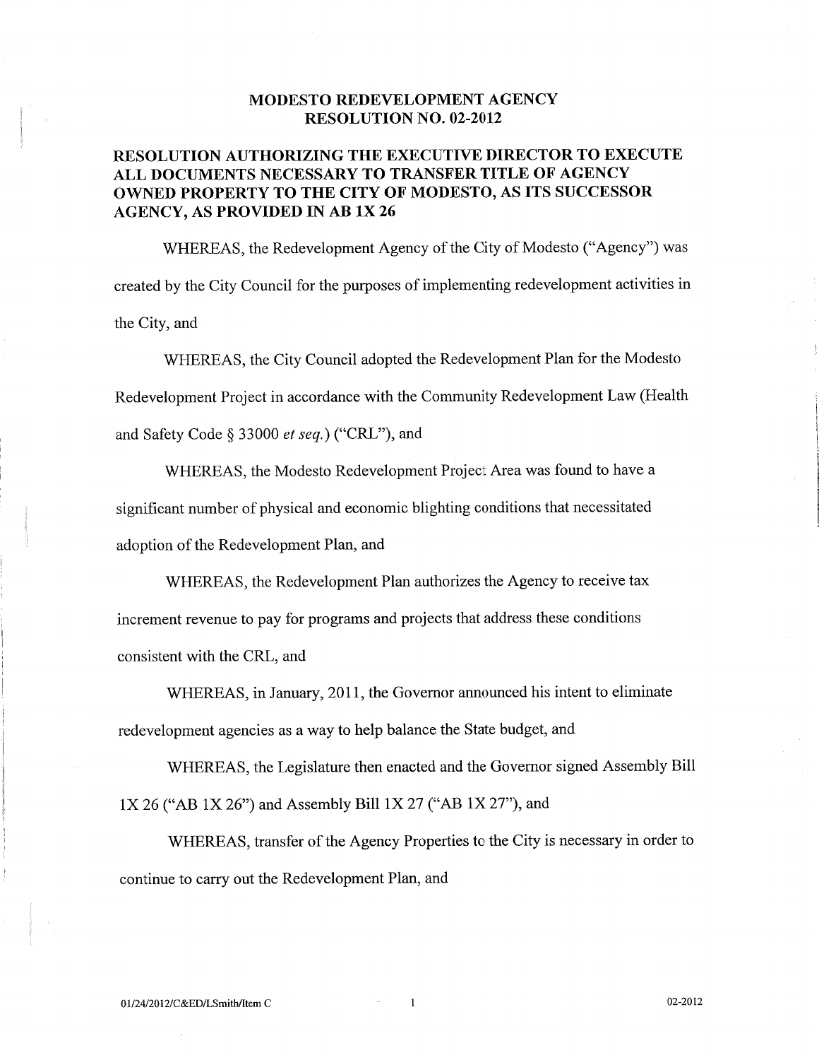# MODESTO REDEVELOPMENT AGENCY
# RESOLUTION NO. 02-2012

## RESOLUTION AUTHORIZING THE EXECUTIVE DIRECTOR TO EXECUTE ALL DOCUMENTS NECESSARY TO TRANSFER TITLE OF AGENCY OWNED PROPERTY TO THE CITY OF MODESTO, AS ITS SUCCESSOR AGENCY, AS PROVIDED IN AB 1X 26

WHEREAS, the Redevelopment Agency of the City of Modesto ("Agency") was created by the City Council for the purposes of implementing redevelopment activities in the City, and

WHEREAS, the City Council adopted the Redevelopment Plan for the Modesto Redevelopment Project in accordance with the Community Redevelopment Law (Health and Safety Code § 33000 *et seq.*) ("CRL"), and

WHEREAS, the Modesto Redevelopment Project Area was found to have a significant number of physical and economic blighting conditions that necessitated adoption of the Redevelopment Plan, and

WHEREAS, the Redevelopment Plan authorizes the Agency to receive tax increment revenue to pay for programs and projects that address these conditions consistent with the CRL, and

WHEREAS, in January, 2011, the Governor announced his intent to eliminate redevelopment agencies as a way to help balance the State budget, and

WHEREAS, the Legislature then enacted and the Governor signed Assembly Bill 1X 26 ("AB 1X 26") and Assembly Bill 1X 27 ("AB 1X 27"), and

WHEREAS, transfer of the Agency Properties to the City is necessary in order to continue to carry out the Redevelopment Plan, and

01/24/2012/C&ED/LSmith/Item C 02-2012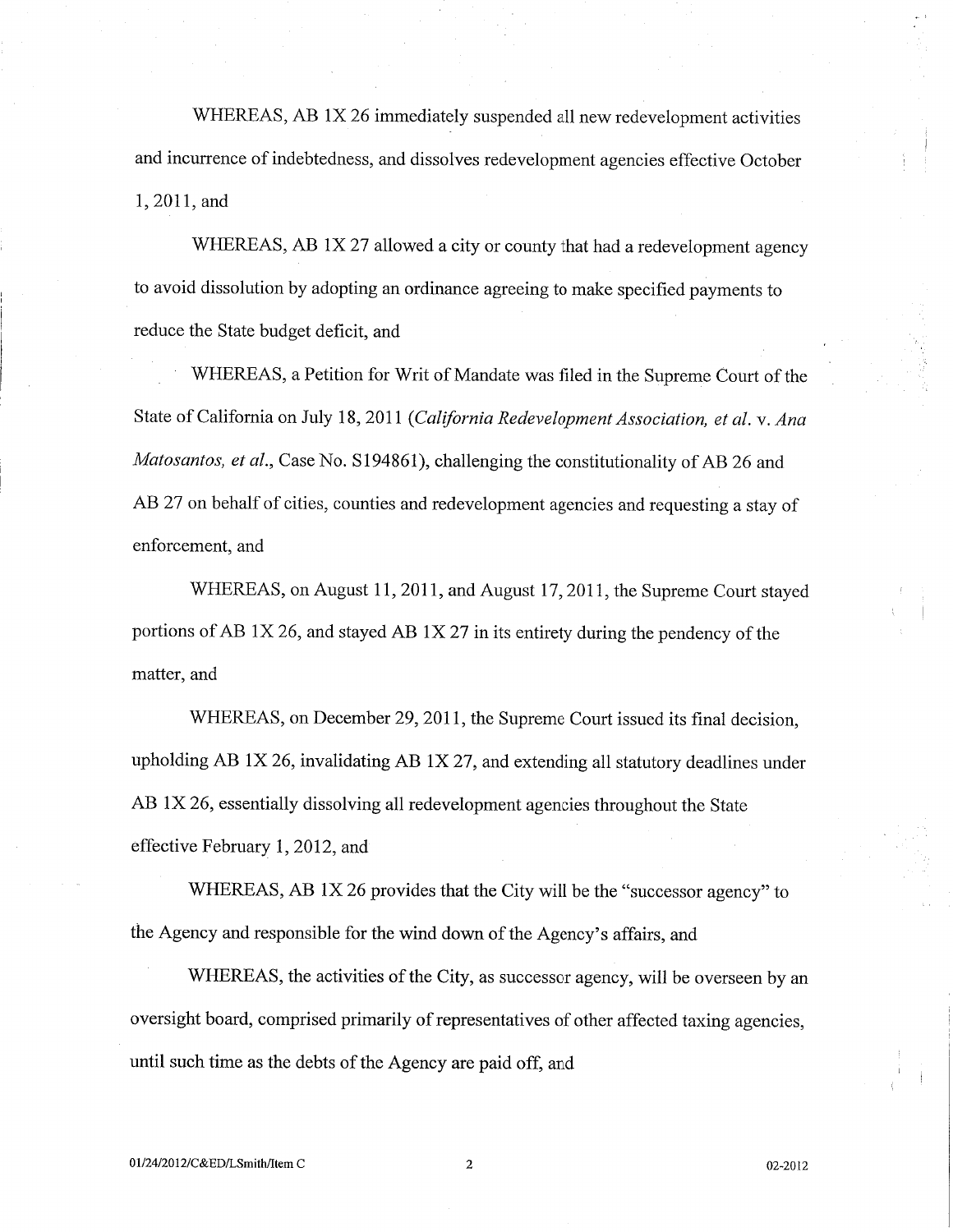WHEREAS, AB 1X 26 immediately suspended all new redevelopment activities and incurrence of indebtedness, and dissolves redevelopment agencies effective October 1, 2011, and

WHEREAS, AB 1X 27 allowed a city or county that had a redevelopment agency to avoid dissolution by adopting an ordinance agreeing to make specified payments to reduce the State budget deficit, and

WHEREAS, a Petition for Writ of Mandate was filed in the Supreme Court of the State of California on July 18, 2011 (*California Redevelopment Association, et al.* v. *Ana Matosantos, et al.*, Case No. S194861), challenging the constitutionality of AB 26 and AB 27 on behalf of cities, counties and redevelopment agencies and requesting a stay of enforcement, and

WHEREAS, on August 11, 2011, and August 17, 2011, the Supreme Court stayed portions of AB 1X 26, and stayed AB 1X 27 in its entirety during the pendency of the matter, and

WHEREAS, on December 29, 2011, the Supreme Court issued its final decision, upholding AB 1X 26, invalidating AB 1X 27, and extending all statutory deadlines under AB 1X 26, essentially dissolving all redevelopment agencies throughout the State effective February 1, 2012, and

WHEREAS, AB 1X 26 provides that the City will be the "successor agency" to the Agency and responsible for the wind down of the Agency's affairs, and

WHEREAS, the activities of the City, as successor agency, will be overseen by an oversight board, comprised primarily of representatives of other affected taxing agencies, until such time as the debts of the Agency are paid off, and

01/24/2012/C&ED/LSmith/Item C 02-2012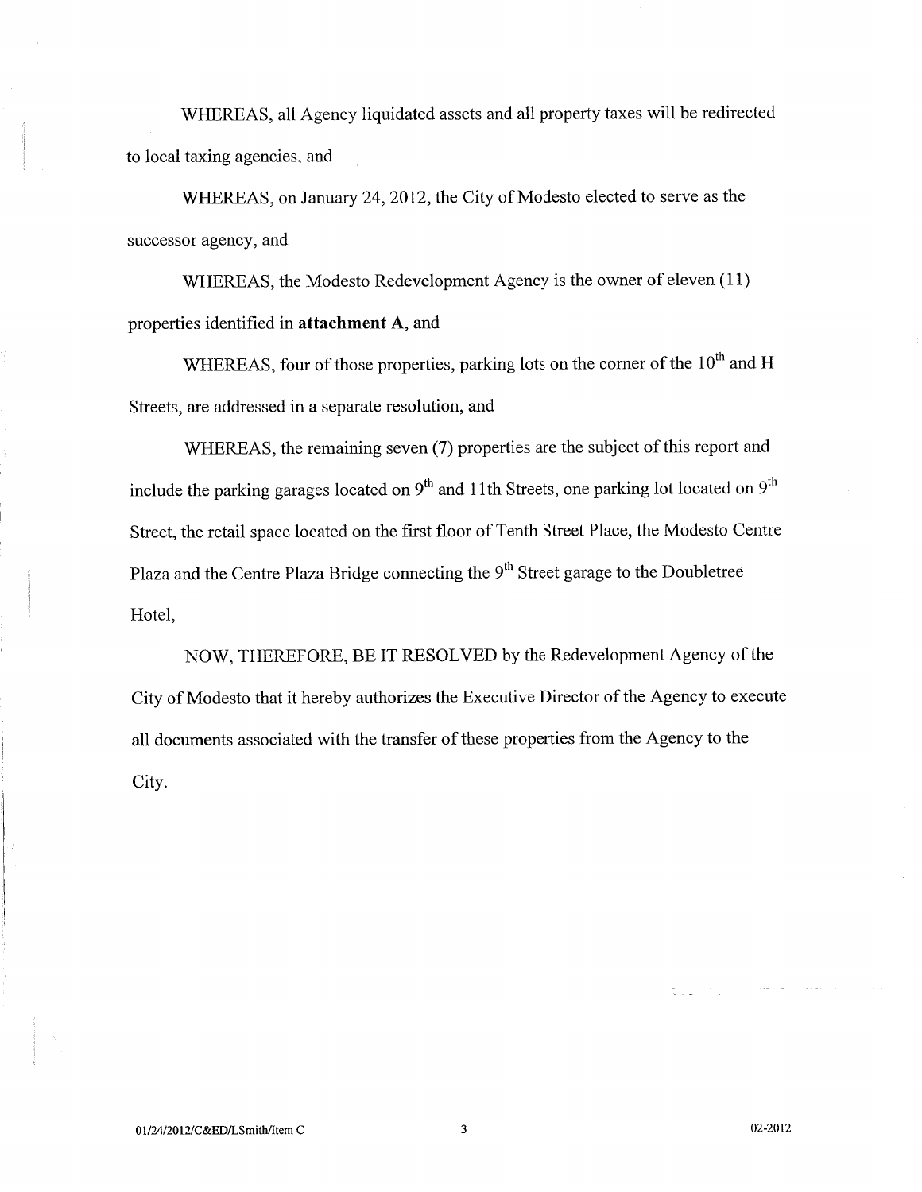WHEREAS, all Agency liquidated assets and all property taxes will be redirected to local taxing agencies, and

WHEREAS, on January 24, 2012, the City of Modesto elected to serve as the successor agency, and

WHEREAS, the Modesto Redevelopment Agency is the owner of eleven (11) properties identified in **attachment A**, and

WHEREAS, four of those properties, parking lots on the corner of the 10th and H Streets, are addressed in a separate resolution, and

WHEREAS, the remaining seven (7) properties are the subject of this report and include the parking garages located on 9th and 11th Streets, one parking lot located on 9th Street, the retail space located on the first floor of Tenth Street Place, the Modesto Centre Plaza and the Centre Plaza Bridge connecting the 9th Street garage to the Doubletree Hotel,

NOW, THEREFORE, BE IT RESOLVED by the Redevelopment Agency of the City of Modesto that it hereby authorizes the Executive Director of the Agency to execute all documents associated with the transfer of these properties from the Agency to the City.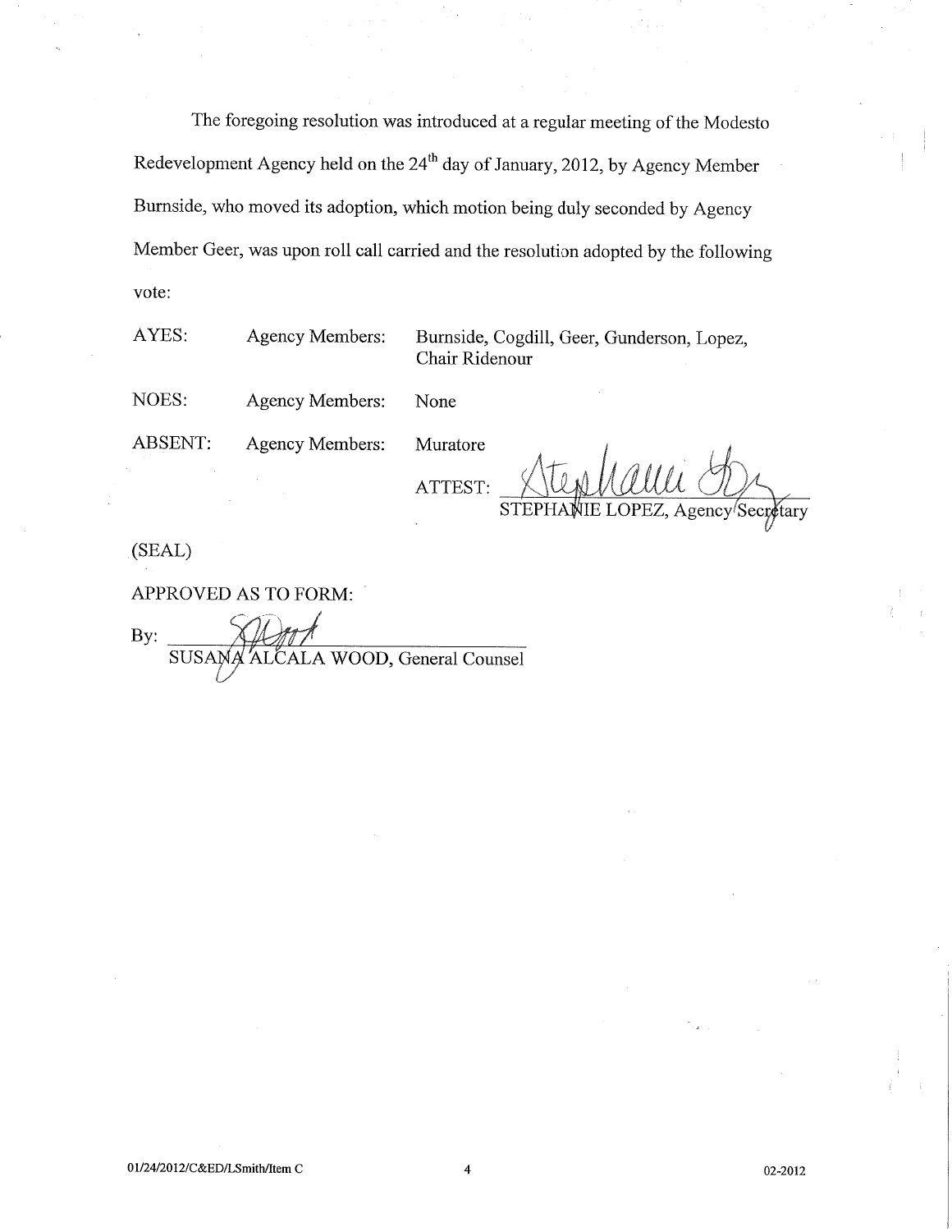The foregoing resolution was introduced at a regular meeting of the Modesto Redevelopment Agency held on the 24th day of January, 2012, by Agency Member Burnside, who moved its adoption, which motion being duly seconded by Agency Member Geer, was upon roll call carried and the resolution adopted by the following vote:

| | | |
|---|---|---|
| AYES: | Agency Members: | Burnside, Cogdill, Geer, Gunderson, Lopez, Chair Ridenour |
| NOES: | Agency Members: | None |
| ABSENT: | Agency Members: | Muratore |

ATTEST: _______________________
STEPHANIE LOPEZ, Agency Secretary

(SEAL)

APPROVED AS TO FORM:

By: _______________________
SUSANA ALCALA WOOD, General Counsel

01/24/2012/C&ED/LSmith/Item C

02-2012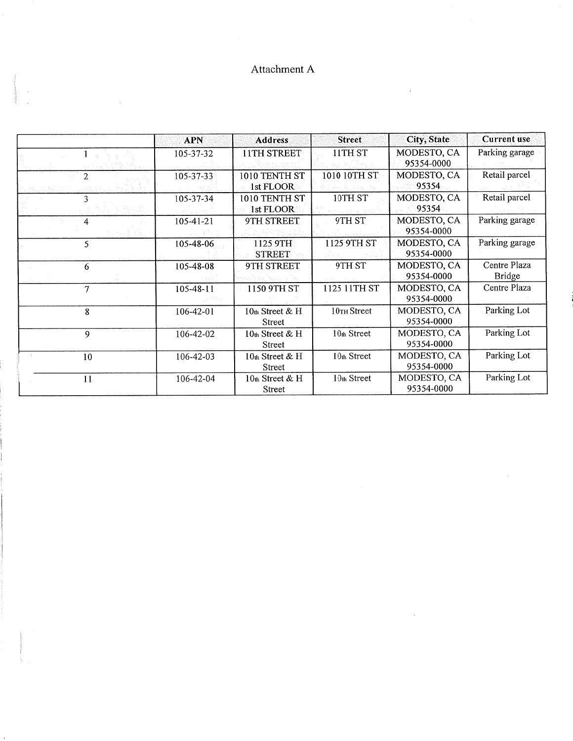Attachment A

| | APN | Address | Street | City, State | Current use |
|---|---|---|---|---|---|
| 1 | 105-37-32 | 11TH STREET | 11TH ST | MODESTO, CA 95354-0000 | Parking garage |
| 2 | 105-37-33 | 1010 TENTH ST 1st FLOOR | 1010 10TH ST | MODESTO, CA 95354 | Retail parcel |
| 3 | 105-37-34 | 1010 TENTH ST 1st FLOOR | 10TH ST | MODESTO, CA 95354 | Retail parcel |
| 4 | 105-41-21 | 9TH STREET | 9TH ST | MODESTO, CA 95354-0000 | Parking garage |
| 5 | 105-48-06 | 1125 9TH STREET | 1125 9TH ST | MODESTO, CA 95354-0000 | Parking garage |
| 6 | 105-48-08 | 9TH STREET | 9TH ST | MODESTO, CA 95354-0000 | Centre Plaza Bridge |
| 7 | 105-48-11 | 1150 9TH ST | 1125 11TH ST | MODESTO, CA 95354-0000 | Centre Plaza |
| 8 | 106-42-01 | 10th Street & H Street | 10TH Street | MODESTO, CA 95354-0000 | Parking Lot |
| 9 | 106-42-02 | 10th Street & H Street | 10th Street | MODESTO, CA 95354-0000 | Parking Lot |
| 10 | 106-42-03 | 10th Street & H Street | 10th Street | MODESTO, CA 95354-0000 | Parking Lot |
| 11 | 106-42-04 | 10th Street & H Street | 10th Street | MODESTO, CA 95354-0000 | Parking Lot |